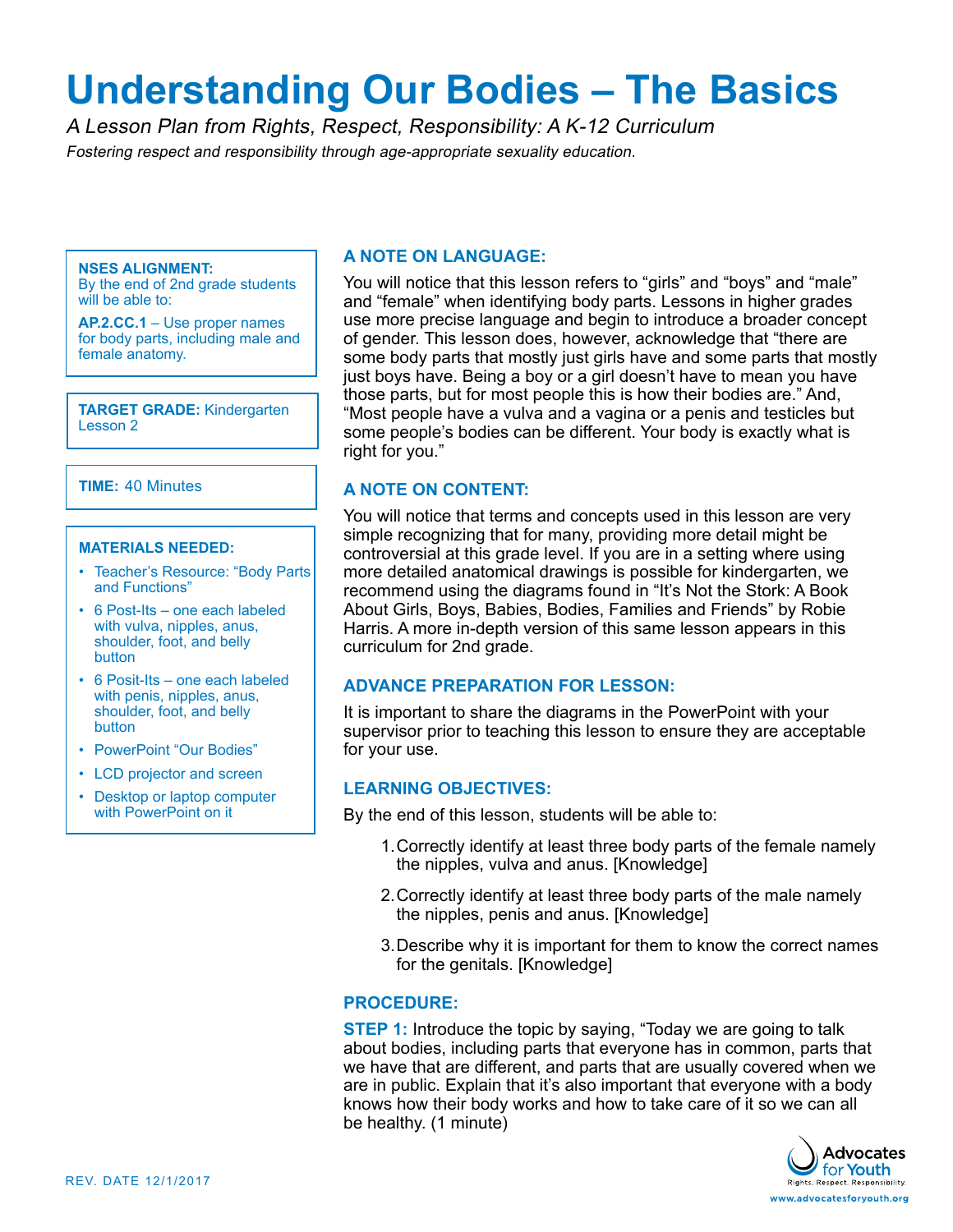# Understanding Our Bodies – The Basics

*A Lesson Plan from Rights, Respect, Responsibility: A K-12 Curriculum*

*Fostering respect and responsibility through age-appropriate sexuality education.*

**NSES ALIGNMENT:**
By the end of 2nd grade students will be able to:

**AP.2.CC.1** – Use proper names for body parts, including male and female anatomy.

**TARGET GRADE:** Kindergarten Lesson 2

**TIME:** 40 Minutes

**MATERIALS NEEDED:**

- Teacher's Resource: "Body Parts and Functions"
- 6 Post-Its – one each labeled with vulva, nipples, anus, shoulder, foot, and belly button
- 6 Posit-Its – one each labeled with penis, nipples, anus, shoulder, foot, and belly button
- PowerPoint "Our Bodies"
- LCD projector and screen
- Desktop or laptop computer with PowerPoint on it

## A NOTE ON LANGUAGE:

You will notice that this lesson refers to "girls" and "boys" and "male" and "female" when identifying body parts. Lessons in higher grades use more precise language and begin to introduce a broader concept of gender. This lesson does, however, acknowledge that "there are some body parts that mostly just girls have and some parts that mostly just boys have. Being a boy or a girl doesn't have to mean you have those parts, but for most people this is how their bodies are." And, "Most people have a vulva and a vagina or a penis and testicles but some people's bodies can be different. Your body is exactly what is right for you."

## A NOTE ON CONTENT:

You will notice that terms and concepts used in this lesson are very simple recognizing that for many, providing more detail might be controversial at this grade level. If you are in a setting where using more detailed anatomical drawings is possible for kindergarten, we recommend using the diagrams found in "It's Not the Stork: A Book About Girls, Boys, Babies, Bodies, Families and Friends" by Robie Harris. A more in-depth version of this same lesson appears in this curriculum for 2nd grade.

## ADVANCE PREPARATION FOR LESSON:

It is important to share the diagrams in the PowerPoint with your supervisor prior to teaching this lesson to ensure they are acceptable for your use.

## LEARNING OBJECTIVES:

By the end of this lesson, students will be able to:

1. Correctly identify at least three body parts of the female namely the nipples, vulva and anus. [Knowledge]
2. Correctly identify at least three body parts of the male namely the nipples, penis and anus. [Knowledge]
3. Describe why it is important for them to know the correct names for the genitals. [Knowledge]

## PROCEDURE:

**STEP 1:** Introduce the topic by saying, "Today we are going to talk about bodies, including parts that everyone has in common, parts that we have that are different, and parts that are usually covered when we are in public. Explain that it's also important that everyone with a body knows how their body works and how to take care of it so we can all be healthy. (1 minute)

REV. DATE 12/1/2017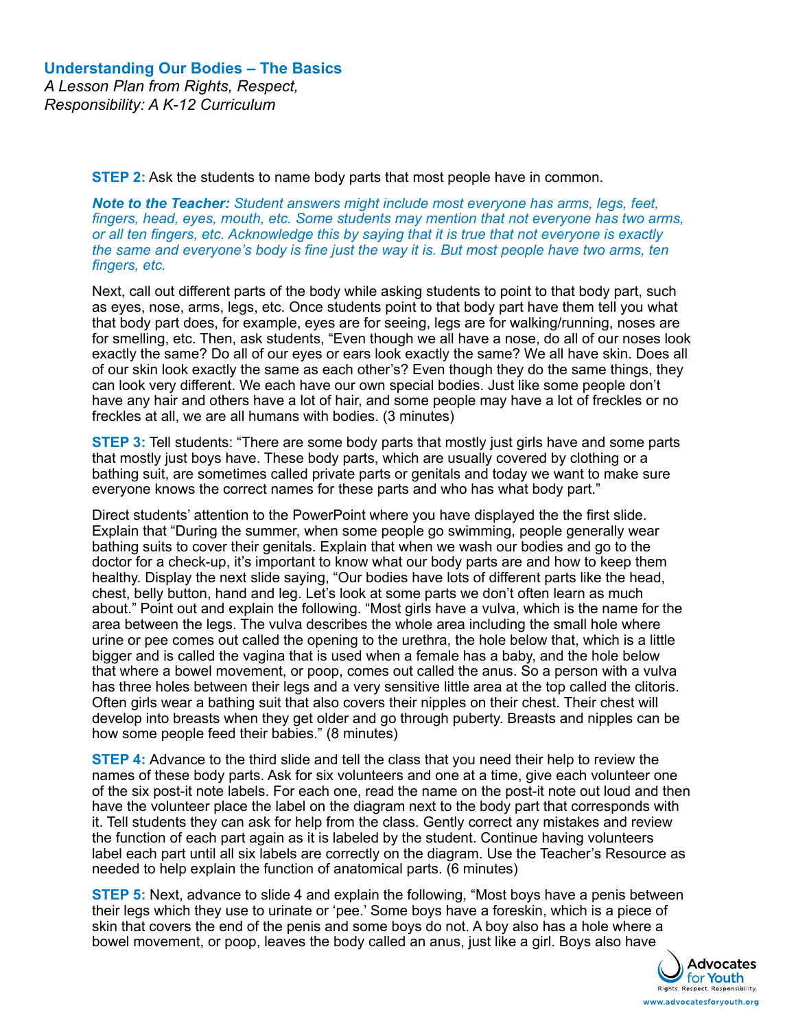**STEP 2:** Ask the students to name body parts that most people have in common.

***Note to the Teacher:*** *Student answers might include most everyone has arms, legs, feet, fingers, head, eyes, mouth, etc. Some students may mention that not everyone has two arms, or all ten fingers, etc. Acknowledge this by saying that it is true that not everyone is exactly the same and everyone's body is fine just the way it is. But most people have two arms, ten fingers, etc.*

Next, call out different parts of the body while asking students to point to that body part, such as eyes, nose, arms, legs, etc. Once students point to that body part have them tell you what that body part does, for example, eyes are for seeing, legs are for walking/running, noses are for smelling, etc. Then, ask students, "Even though we all have a nose, do all of our noses look exactly the same? Do all of our eyes or ears look exactly the same? We all have skin. Does all of our skin look exactly the same as each other's? Even though they do the same things, they can look very different. We each have our own special bodies. Just like some people don't have any hair and others have a lot of hair, and some people may have a lot of freckles or no freckles at all, we are all humans with bodies. (3 minutes)

**STEP 3:** Tell students: "There are some body parts that mostly just girls have and some parts that mostly just boys have. These body parts, which are usually covered by clothing or a bathing suit, are sometimes called private parts or genitals and today we want to make sure everyone knows the correct names for these parts and who has what body part."

Direct students' attention to the PowerPoint where you have displayed the the first slide. Explain that "During the summer, when some people go swimming, people generally wear bathing suits to cover their genitals. Explain that when we wash our bodies and go to the doctor for a check-up, it's important to know what our body parts are and how to keep them healthy. Display the next slide saying, "Our bodies have lots of different parts like the head, chest, belly button, hand and leg. Let's look at some parts we don't often learn as much about." Point out and explain the following. "Most girls have a vulva, which is the name for the area between the legs. The vulva describes the whole area including the small hole where urine or pee comes out called the opening to the urethra, the hole below that, which is a little bigger and is called the vagina that is used when a female has a baby, and the hole below that where a bowel movement, or poop, comes out called the anus. So a person with a vulva has three holes between their legs and a very sensitive little area at the top called the clitoris. Often girls wear a bathing suit that also covers their nipples on their chest. Their chest will develop into breasts when they get older and go through puberty. Breasts and nipples can be how some people feed their babies." (8 minutes)

**STEP 4:** Advance to the third slide and tell the class that you need their help to review the names of these body parts. Ask for six volunteers and one at a time, give each volunteer one of the six post-it note labels. For each one, read the name on the post-it note out loud and then have the volunteer place the label on the diagram next to the body part that corresponds with it. Tell students they can ask for help from the class. Gently correct any mistakes and review the function of each part again as it is labeled by the student. Continue having volunteers label each part until all six labels are correctly on the diagram. Use the Teacher's Resource as needed to help explain the function of anatomical parts. (6 minutes)

**STEP 5:** Next, advance to slide 4 and explain the following, "Most boys have a penis between their legs which they use to urinate or 'pee.' Some boys have a foreskin, which is a piece of skin that covers the end of the penis and some boys do not. A boy also has a hole where a bowel movement, or poop, leaves the body called an anus, just like a girl. Boys also have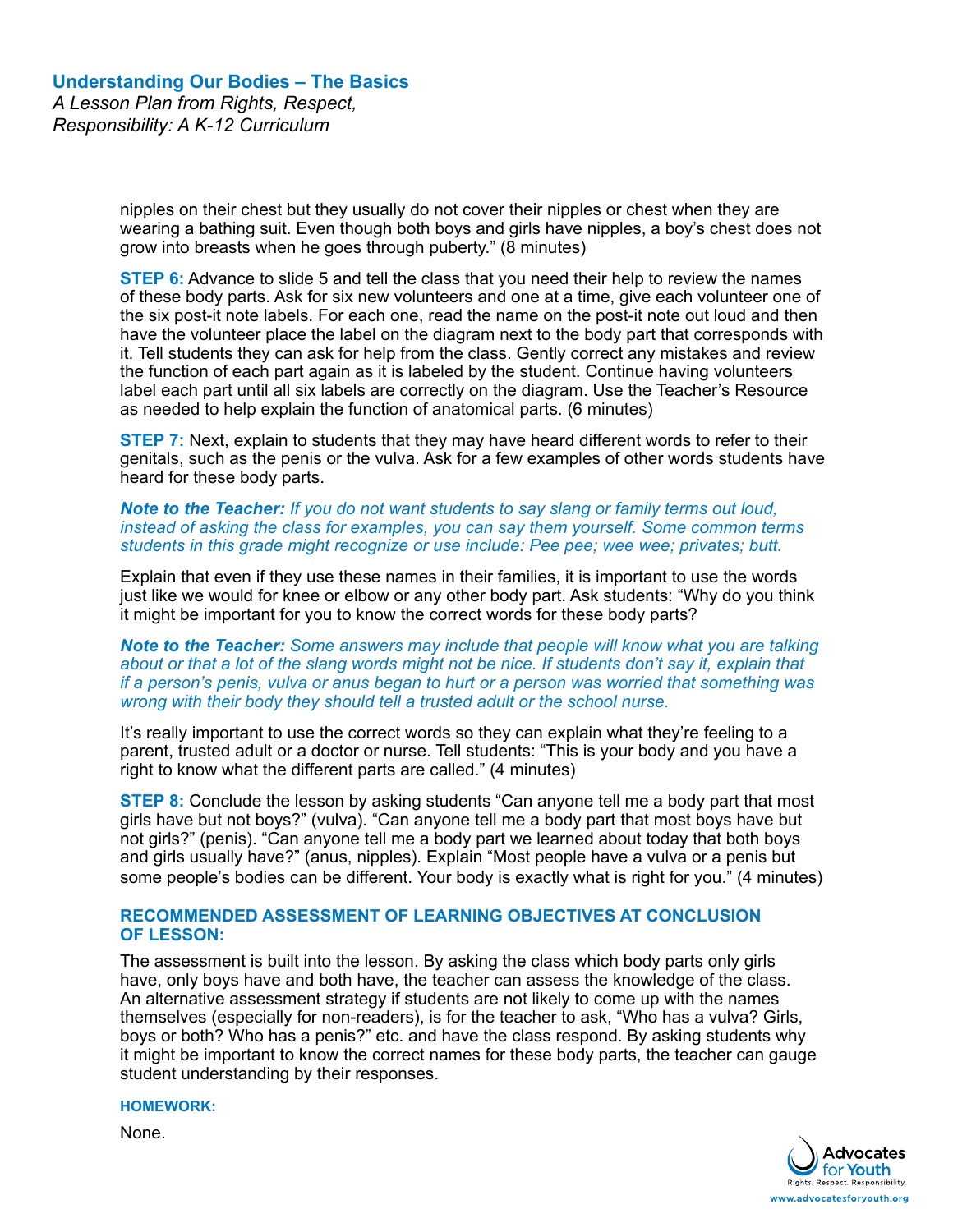nipples on their chest but they usually do not cover their nipples or chest when they are wearing a bathing suit. Even though both boys and girls have nipples, a boy's chest does not grow into breasts when he goes through puberty." (8 minutes)

**STEP 6:** Advance to slide 5 and tell the class that you need their help to review the names of these body parts. Ask for six new volunteers and one at a time, give each volunteer one of the six post-it note labels. For each one, read the name on the post-it note out loud and then have the volunteer place the label on the diagram next to the body part that corresponds with it. Tell students they can ask for help from the class. Gently correct any mistakes and review the function of each part again as it is labeled by the student. Continue having volunteers label each part until all six labels are correctly on the diagram. Use the Teacher's Resource as needed to help explain the function of anatomical parts. (6 minutes)

**STEP 7:** Next, explain to students that they may have heard different words to refer to their genitals, such as the penis or the vulva. Ask for a few examples of other words students have heard for these body parts.

***Note to the Teacher:*** *If you do not want students to say slang or family terms out loud, instead of asking the class for examples, you can say them yourself. Some common terms students in this grade might recognize or use include: Pee pee; wee wee; privates; butt.*

Explain that even if they use these names in their families, it is important to use the words just like we would for knee or elbow or any other body part. Ask students: "Why do you think it might be important for you to know the correct words for these body parts?

***Note to the Teacher:*** *Some answers may include that people will know what you are talking about or that a lot of the slang words might not be nice. If students don't say it, explain that if a person's penis, vulva or anus began to hurt or a person was worried that something was wrong with their body they should tell a trusted adult or the school nurse.*

It's really important to use the correct words so they can explain what they're feeling to a parent, trusted adult or a doctor or nurse. Tell students: "This is your body and you have a right to know what the different parts are called." (4 minutes)

**STEP 8:** Conclude the lesson by asking students "Can anyone tell me a body part that most girls have but not boys?" (vulva). "Can anyone tell me a body part that most boys have but not girls?" (penis). "Can anyone tell me a body part we learned about today that both boys and girls usually have?" (anus, nipples). Explain "Most people have a vulva or a penis but some people's bodies can be different. Your body is exactly what is right for you." (4 minutes)

## RECOMMENDED ASSESSMENT OF LEARNING OBJECTIVES AT CONCLUSION OF LESSON:

The assessment is built into the lesson. By asking the class which body parts only girls have, only boys have and both have, the teacher can assess the knowledge of the class. An alternative assessment strategy if students are not likely to come up with the names themselves (especially for non-readers), is for the teacher to ask, "Who has a vulva? Girls, boys or both? Who has a penis?" etc. and have the class respond. By asking students why it might be important to know the correct names for these body parts, the teacher can gauge student understanding by their responses.

### HOMEWORK:

None.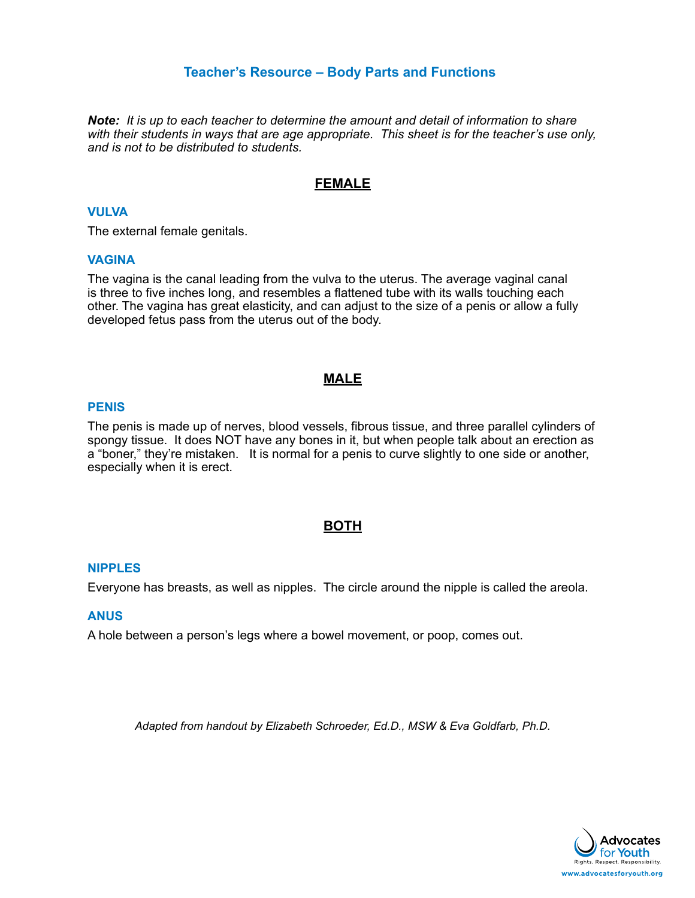## Teacher's Resource – Body Parts and Functions

***Note:*** *It is up to each teacher to determine the amount and detail of information to share with their students in ways that are age appropriate. This sheet is for the teacher's use only, and is not to be distributed to students.*

## FEMALE

### VULVA

The external female genitals.

### VAGINA

The vagina is the canal leading from the vulva to the uterus. The average vaginal canal is three to five inches long, and resembles a flattened tube with its walls touching each other. The vagina has great elasticity, and can adjust to the size of a penis or allow a fully developed fetus pass from the uterus out of the body.

## MALE

### PENIS

The penis is made up of nerves, blood vessels, fibrous tissue, and three parallel cylinders of spongy tissue. It does NOT have any bones in it, but when people talk about an erection as a "boner," they're mistaken. It is normal for a penis to curve slightly to one side or another, especially when it is erect.

## BOTH

### NIPPLES

Everyone has breasts, as well as nipples. The circle around the nipple is called the areola.

### ANUS

A hole between a person's legs where a bowel movement, or poop, comes out.

*Adapted from handout by Elizabeth Schroeder, Ed.D., MSW & Eva Goldfarb, Ph.D.*

Advocates for Youth
Rights. Respect. Responsibility.
www.advocatesforyouth.org